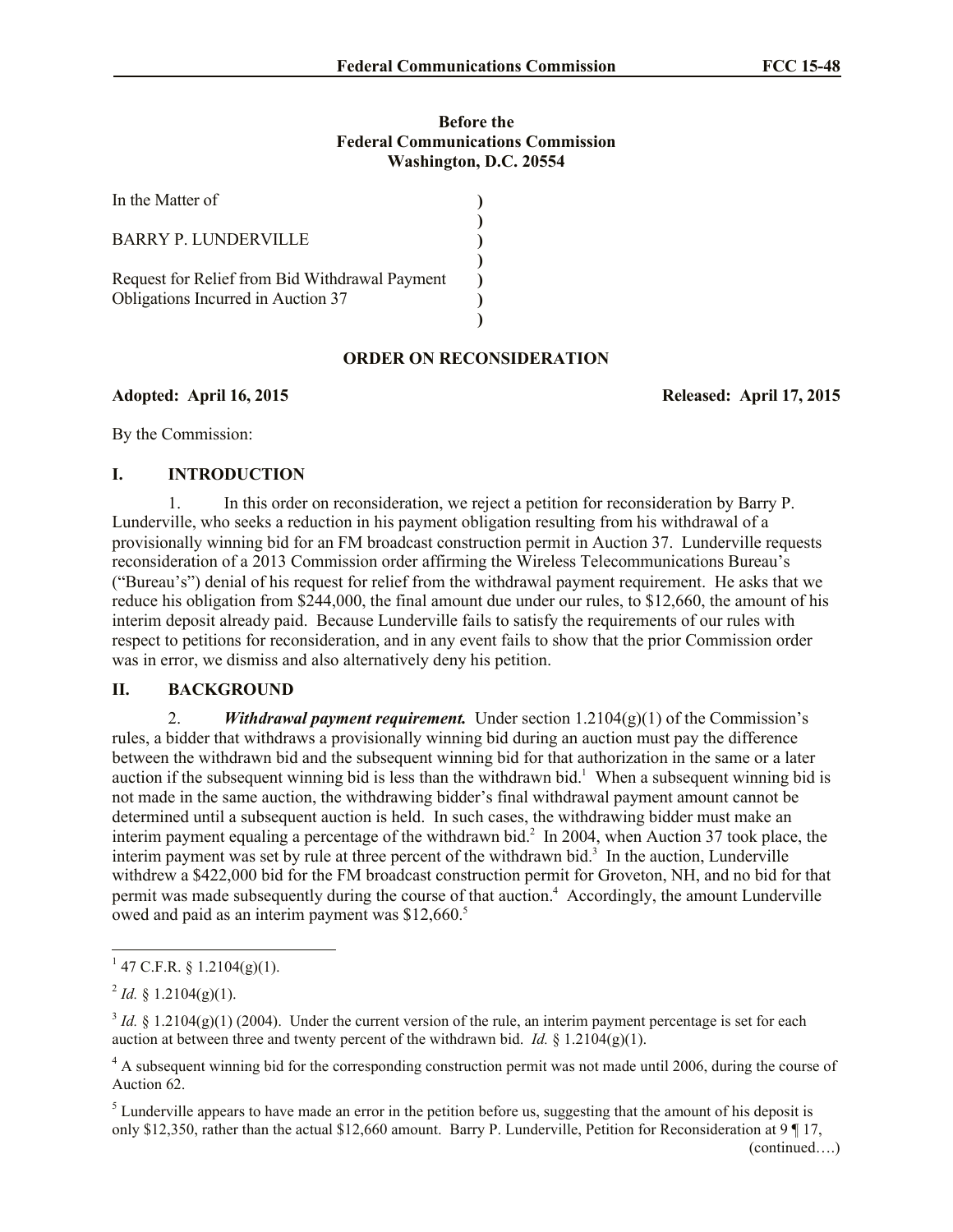**Before the**
**Federal Communications Commission**
**Washington, D.C. 20554**

| | |
|---|---|
| In the Matter of | ) |
| | ) |
| BARRY P. LUNDERVILLE | ) |
| | ) |
| Request for Relief from Bid Withdrawal Payment Obligations Incurred in Auction 37 | ) |
| | ) |

## ORDER ON RECONSIDERATION

**Adopted: April 16, 2015** **Released: April 17, 2015**

By the Commission:

## I. INTRODUCTION

1. In this order on reconsideration, we reject a petition for reconsideration by Barry P. Lunderville, who seeks a reduction in his payment obligation resulting from his withdrawal of a provisionally winning bid for an FM broadcast construction permit in Auction 37. Lunderville requests reconsideration of a 2013 Commission order affirming the Wireless Telecommunications Bureau's ("Bureau's") denial of his request for relief from the withdrawal payment requirement. He asks that we reduce his obligation from $244,000, the final amount due under our rules, to $12,660, the amount of his interim deposit already paid. Because Lunderville fails to satisfy the requirements of our rules with respect to petitions for reconsideration, and in any event fails to show that the prior Commission order was in error, we dismiss and also alternatively deny his petition.

## II. BACKGROUND

2. ***Withdrawal payment requirement.*** Under section 1.2104(g)(1) of the Commission's rules, a bidder that withdraws a provisionally winning bid during an auction must pay the difference between the withdrawn bid and the subsequent winning bid for that authorization in the same or a later auction if the subsequent winning bid is less than the withdrawn bid.[1] When a subsequent winning bid is not made in the same auction, the withdrawing bidder's final withdrawal payment amount cannot be determined until a subsequent auction is held. In such cases, the withdrawing bidder must make an interim payment equaling a percentage of the withdrawn bid.[2] In 2004, when Auction 37 took place, the interim payment was set by rule at three percent of the withdrawn bid.[3] In the auction, Lunderville withdrew a $422,000 bid for the FM broadcast construction permit for Groveton, NH, and no bid for that permit was made subsequently during the course of that auction.[4] Accordingly, the amount Lunderville owed and paid as an interim payment was $12,660.[5]

---

[1] 47 C.F.R. § 1.2104(g)(1).

[2] *Id.* § 1.2104(g)(1).

[3] *Id.* § 1.2104(g)(1) (2004). Under the current version of the rule, an interim payment percentage is set for each auction at between three and twenty percent of the withdrawn bid. *Id.* § 1.2104(g)(1).

[4] A subsequent winning bid for the corresponding construction permit was not made until 2006, during the course of Auction 62.

[5] Lunderville appears to have made an error in the petition before us, suggesting that the amount of his deposit is only $12,350, rather than the actual $12,660 amount. Barry P. Lunderville, Petition for Reconsideration at 9 ¶ 17, (continued….)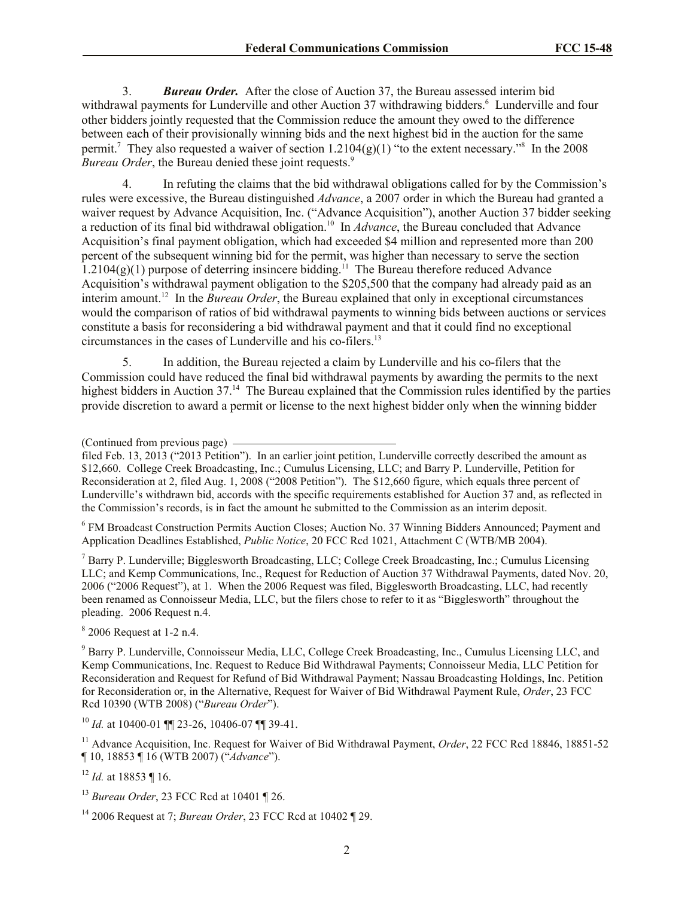3. ***Bureau Order.*** After the close of Auction 37, the Bureau assessed interim bid withdrawal payments for Lunderville and other Auction 37 withdrawing bidders.[6] Lunderville and four other bidders jointly requested that the Commission reduce the amount they owed to the difference between each of their provisionally winning bids and the next highest bid in the auction for the same permit.[7] They also requested a waiver of section 1.2104(g)(1) "to the extent necessary."[8] In the 2008 *Bureau Order*, the Bureau denied these joint requests.[9]

4. In refuting the claims that the bid withdrawal obligations called for by the Commission's rules were excessive, the Bureau distinguished *Advance*, a 2007 order in which the Bureau had granted a waiver request by Advance Acquisition, Inc. ("Advance Acquisition"), another Auction 37 bidder seeking a reduction of its final bid withdrawal obligation.[10] In *Advance*, the Bureau concluded that Advance Acquisition's final payment obligation, which had exceeded $4 million and represented more than 200 percent of the subsequent winning bid for the permit, was higher than necessary to serve the section 1.2104(g)(1) purpose of deterring insincere bidding.[11] The Bureau therefore reduced Advance Acquisition's withdrawal payment obligation to the $205,500 that the company had already paid as an interim amount.[12] In the *Bureau Order*, the Bureau explained that only in exceptional circumstances would the comparison of ratios of bid withdrawal payments to winning bids between auctions or services constitute a basis for reconsidering a bid withdrawal payment and that it could find no exceptional circumstances in the cases of Lunderville and his co-filers.[13]

5. In addition, the Bureau rejected a claim by Lunderville and his co-filers that the Commission could have reduced the final bid withdrawal payments by awarding the permits to the next highest bidders in Auction 37.[14] The Bureau explained that the Commission rules identified by the parties provide discretion to award a permit or license to the next highest bidder only when the winning bidder

(Continued from previous page)
filed Feb. 13, 2013 ("2013 Petition"). In an earlier joint petition, Lunderville correctly described the amount as $12,660. College Creek Broadcasting, Inc.; Cumulus Licensing, LLC; and Barry P. Lunderville, Petition for Reconsideration at 2, filed Aug. 1, 2008 ("2008 Petition"). The $12,660 figure, which equals three percent of Lunderville's withdrawn bid, accords with the specific requirements established for Auction 37 and, as reflected in the Commission's records, is in fact the amount he submitted to the Commission as an interim deposit.

[6] FM Broadcast Construction Permits Auction Closes; Auction No. 37 Winning Bidders Announced; Payment and Application Deadlines Established, *Public Notice*, 20 FCC Rcd 1021, Attachment C (WTB/MB 2004).

[7] Barry P. Lunderville; Bigglesworth Broadcasting, LLC; College Creek Broadcasting, Inc.; Cumulus Licensing LLC; and Kemp Communications, Inc., Request for Reduction of Auction 37 Withdrawal Payments, dated Nov. 20, 2006 ("2006 Request"), at 1. When the 2006 Request was filed, Bigglesworth Broadcasting, LLC, had recently been renamed as Connoisseur Media, LLC, but the filers chose to refer to it as "Bigglesworth" throughout the pleading. 2006 Request n.4.

[8] 2006 Request at 1-2 n.4.

[9] Barry P. Lunderville, Connoisseur Media, LLC, College Creek Broadcasting, Inc., Cumulus Licensing LLC, and Kemp Communications, Inc. Request to Reduce Bid Withdrawal Payments; Connoisseur Media, LLC Petition for Reconsideration and Request for Refund of Bid Withdrawal Payment; Nassau Broadcasting Holdings, Inc. Petition for Reconsideration or, in the Alternative, Request for Waiver of Bid Withdrawal Payment Rule, *Order*, 23 FCC Rcd 10390 (WTB 2008) ("*Bureau Order*").

[10] *Id.* at 10400-01 ¶¶ 23-26, 10406-07 ¶¶ 39-41.

[11] Advance Acquisition, Inc. Request for Waiver of Bid Withdrawal Payment, *Order*, 22 FCC Rcd 18846, 18851-52 ¶ 10, 18853 ¶ 16 (WTB 2007) ("*Advance*").

[12] *Id.* at 18853 ¶ 16.

[13] *Bureau Order*, 23 FCC Rcd at 10401 ¶ 26.

[14] 2006 Request at 7; *Bureau Order*, 23 FCC Rcd at 10402 ¶ 29.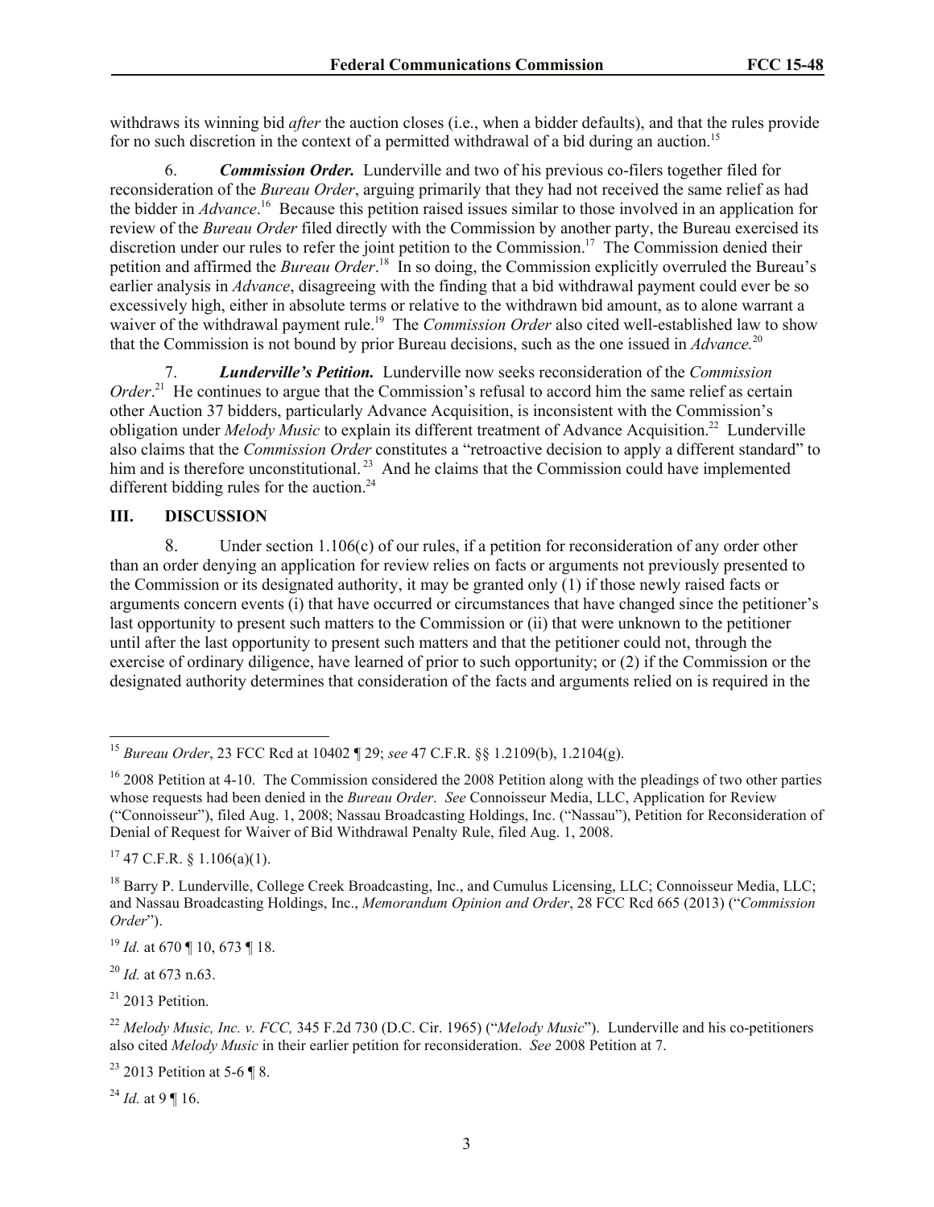withdraws its winning bid *after* the auction closes (i.e., when a bidder defaults), and that the rules provide for no such discretion in the context of a permitted withdrawal of a bid during an auction.[15]

6. ***Commission Order.*** Lunderville and two of his previous co-filers together filed for reconsideration of the *Bureau Order*, arguing primarily that they had not received the same relief as had the bidder in *Advance*.[16] Because this petition raised issues similar to those involved in an application for review of the *Bureau Order* filed directly with the Commission by another party, the Bureau exercised its discretion under our rules to refer the joint petition to the Commission.[17] The Commission denied their petition and affirmed the *Bureau Order*.[18] In so doing, the Commission explicitly overruled the Bureau's earlier analysis in *Advance*, disagreeing with the finding that a bid withdrawal payment could ever be so excessively high, either in absolute terms or relative to the withdrawn bid amount, as to alone warrant a waiver of the withdrawal payment rule.[19] The *Commission Order* also cited well-established law to show that the Commission is not bound by prior Bureau decisions, such as the one issued in *Advance.*[20]

7. ***Lunderville's Petition.*** Lunderville now seeks reconsideration of the *Commission Order*.[21] He continues to argue that the Commission's refusal to accord him the same relief as certain other Auction 37 bidders, particularly Advance Acquisition, is inconsistent with the Commission's obligation under *Melody Music* to explain its different treatment of Advance Acquisition.[22] Lunderville also claims that the *Commission Order* constitutes a "retroactive decision to apply a different standard" to him and is therefore unconstitutional.[23] And he claims that the Commission could have implemented different bidding rules for the auction.[24]

## III. DISCUSSION

8. Under section 1.106(c) of our rules, if a petition for reconsideration of any order other than an order denying an application for review relies on facts or arguments not previously presented to the Commission or its designated authority, it may be granted only (1) if those newly raised facts or arguments concern events (i) that have occurred or circumstances that have changed since the petitioner's last opportunity to present such matters to the Commission or (ii) that were unknown to the petitioner until after the last opportunity to present such matters and that the petitioner could not, through the exercise of ordinary diligence, have learned of prior to such opportunity; or (2) if the Commission or the designated authority determines that consideration of the facts and arguments relied on is required in the

---

[15] *Bureau Order*, 23 FCC Rcd at 10402 ¶ 29; *see* 47 C.F.R. §§ 1.2109(b), 1.2104(g).

[16] 2008 Petition at 4-10. The Commission considered the 2008 Petition along with the pleadings of two other parties whose requests had been denied in the *Bureau Order*. *See* Connoisseur Media, LLC, Application for Review ("Connoisseur"), filed Aug. 1, 2008; Nassau Broadcasting Holdings, Inc. ("Nassau"), Petition for Reconsideration of Denial of Request for Waiver of Bid Withdrawal Penalty Rule, filed Aug. 1, 2008.

[17] 47 C.F.R. § 1.106(a)(1).

[18] Barry P. Lunderville, College Creek Broadcasting, Inc., and Cumulus Licensing, LLC; Connoisseur Media, LLC; and Nassau Broadcasting Holdings, Inc., *Memorandum Opinion and Order*, 28 FCC Rcd 665 (2013) ("*Commission Order*").

[19] *Id.* at 670 ¶ 10, 673 ¶ 18.

[20] *Id.* at 673 n.63.

[21] 2013 Petition.

[22] *Melody Music, Inc. v. FCC,* 345 F.2d 730 (D.C. Cir. 1965) ("*Melody Music*"). Lunderville and his co-petitioners also cited *Melody Music* in their earlier petition for reconsideration. *See* 2008 Petition at 7.

[23] 2013 Petition at 5-6 ¶ 8.

[24] *Id.* at 9 ¶ 16.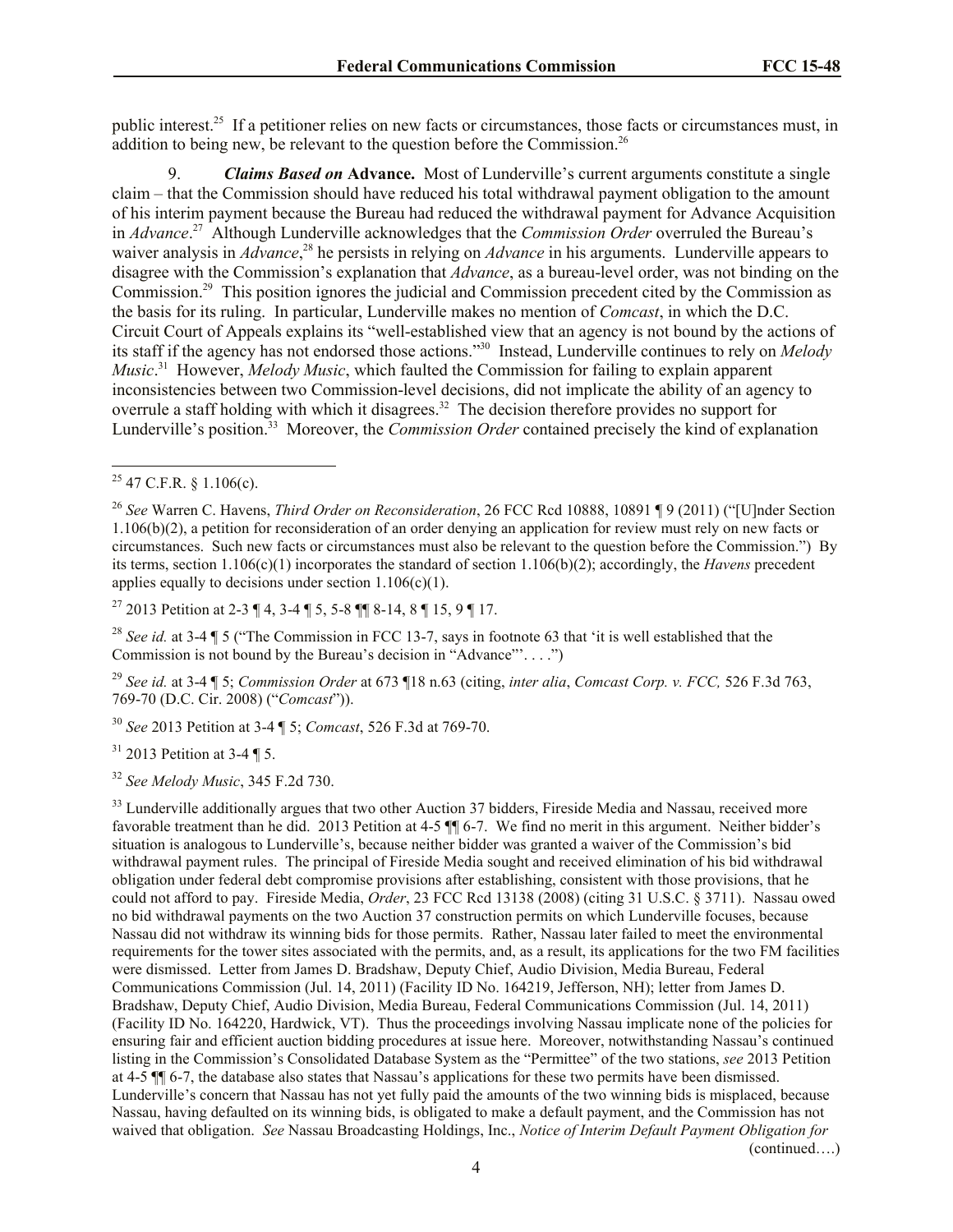public interest.[25] If a petitioner relies on new facts or circumstances, those facts or circumstances must, in addition to being new, be relevant to the question before the Commission.[26]

9. ***Claims Based on* Advance.** Most of Lunderville's current arguments constitute a single claim – that the Commission should have reduced his total withdrawal payment obligation to the amount of his interim payment because the Bureau had reduced the withdrawal payment for Advance Acquisition in *Advance*.[27] Although Lunderville acknowledges that the *Commission Order* overruled the Bureau's waiver analysis in *Advance*,[28] he persists in relying on *Advance* in his arguments. Lunderville appears to disagree with the Commission's explanation that *Advance*, as a bureau-level order, was not binding on the Commission.[29] This position ignores the judicial and Commission precedent cited by the Commission as the basis for its ruling. In particular, Lunderville makes no mention of *Comcast*, in which the D.C. Circuit Court of Appeals explains its "well-established view that an agency is not bound by the actions of its staff if the agency has not endorsed those actions."[30] Instead, Lunderville continues to rely on *Melody Music*.[31] However, *Melody Music*, which faulted the Commission for failing to explain apparent inconsistencies between two Commission-level decisions, did not implicate the ability of an agency to overrule a staff holding with which it disagrees.[32] The decision therefore provides no support for Lunderville's position.[33] Moreover, the *Commission Order* contained precisely the kind of explanation

---

[25] 47 C.F.R. § 1.106(c).

[26] *See* Warren C. Havens, *Third Order on Reconsideration*, 26 FCC Rcd 10888, 10891 ¶ 9 (2011) ("[U]nder Section 1.106(b)(2), a petition for reconsideration of an order denying an application for review must rely on new facts or circumstances. Such new facts or circumstances must also be relevant to the question before the Commission.") By its terms, section 1.106(c)(1) incorporates the standard of section 1.106(b)(2); accordingly, the *Havens* precedent applies equally to decisions under section 1.106(c)(1).

[27] 2013 Petition at 2-3 ¶ 4, 3-4 ¶ 5, 5-8 ¶¶ 8-14, 8 ¶ 15, 9 ¶ 17.

[28] *See id.* at 3-4 ¶ 5 ("The Commission in FCC 13-7, says in footnote 63 that 'it is well established that the Commission is not bound by the Bureau's decision in "Advance"'. . . .")

[29] *See id.* at 3-4 ¶ 5; *Commission Order* at 673 ¶18 n.63 (citing, *inter alia*, *Comcast Corp. v. FCC,* 526 F.3d 763, 769-70 (D.C. Cir. 2008) ("*Comcast*")).

[30] *See* 2013 Petition at 3-4 ¶ 5; *Comcast*, 526 F.3d at 769-70.

[31] 2013 Petition at 3-4 ¶ 5.

[32] *See Melody Music*, 345 F.2d 730.

[33] Lunderville additionally argues that two other Auction 37 bidders, Fireside Media and Nassau, received more favorable treatment than he did. 2013 Petition at 4-5 ¶¶ 6-7. We find no merit in this argument. Neither bidder's situation is analogous to Lunderville's, because neither bidder was granted a waiver of the Commission's bid withdrawal payment rules. The principal of Fireside Media sought and received elimination of his bid withdrawal obligation under federal debt compromise provisions after establishing, consistent with those provisions, that he could not afford to pay. Fireside Media, *Order*, 23 FCC Rcd 13138 (2008) (citing 31 U.S.C. § 3711). Nassau owed no bid withdrawal payments on the two Auction 37 construction permits on which Lunderville focuses, because Nassau did not withdraw its winning bids for those permits. Rather, Nassau later failed to meet the environmental requirements for the tower sites associated with the permits, and, as a result, its applications for the two FM facilities were dismissed. Letter from James D. Bradshaw, Deputy Chief, Audio Division, Media Bureau, Federal Communications Commission (Jul. 14, 2011) (Facility ID No. 164219, Jefferson, NH); letter from James D. Bradshaw, Deputy Chief, Audio Division, Media Bureau, Federal Communications Commission (Jul. 14, 2011) (Facility ID No. 164220, Hardwick, VT). Thus the proceedings involving Nassau implicate none of the policies for ensuring fair and efficient auction bidding procedures at issue here. Moreover, notwithstanding Nassau's continued listing in the Commission's Consolidated Database System as the "Permittee" of the two stations, *see* 2013 Petition at 4-5 ¶¶ 6-7, the database also states that Nassau's applications for these two permits have been dismissed. Lunderville's concern that Nassau has not yet fully paid the amounts of the two winning bids is misplaced, because Nassau, having defaulted on its winning bids, is obligated to make a default payment, and the Commission has not waived that obligation. *See* Nassau Broadcasting Holdings, Inc., *Notice of Interim Default Payment Obligation for*

(continued….)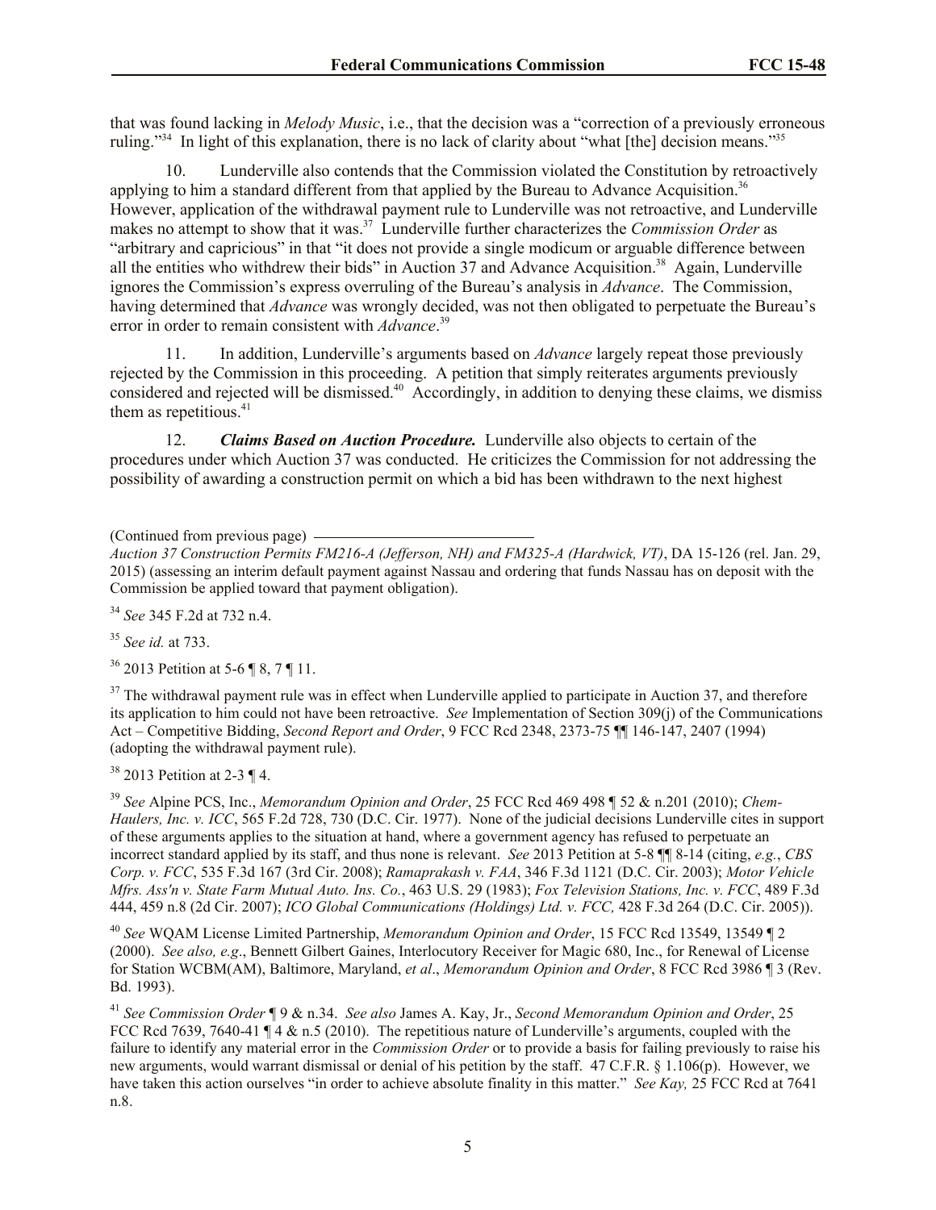that was found lacking in *Melody Music*, i.e., that the decision was a "correction of a previously erroneous ruling."[34] In light of this explanation, there is no lack of clarity about "what [the] decision means."[35]

10. Lunderville also contends that the Commission violated the Constitution by retroactively applying to him a standard different from that applied by the Bureau to Advance Acquisition.[36] However, application of the withdrawal payment rule to Lunderville was not retroactive, and Lunderville makes no attempt to show that it was.[37] Lunderville further characterizes the *Commission Order* as "arbitrary and capricious" in that "it does not provide a single modicum or arguable difference between all the entities who withdrew their bids" in Auction 37 and Advance Acquisition.[38] Again, Lunderville ignores the Commission's express overruling of the Bureau's analysis in *Advance*. The Commission, having determined that *Advance* was wrongly decided, was not then obligated to perpetuate the Bureau's error in order to remain consistent with *Advance*.[39]

11. In addition, Lunderville's arguments based on *Advance* largely repeat those previously rejected by the Commission in this proceeding. A petition that simply reiterates arguments previously considered and rejected will be dismissed.[40] Accordingly, in addition to denying these claims, we dismiss them as repetitious.[41]

12. ***Claims Based on Auction Procedure.*** Lunderville also objects to certain of the procedures under which Auction 37 was conducted. He criticizes the Commission for not addressing the possibility of awarding a construction permit on which a bid has been withdrawn to the next highest

---

(Continued from previous page)

*Auction 37 Construction Permits FM216-A (Jefferson, NH) and FM325-A (Hardwick, VT)*, DA 15-126 (rel. Jan. 29, 2015) (assessing an interim default payment against Nassau and ordering that funds Nassau has on deposit with the Commission be applied toward that payment obligation).

[34] *See* 345 F.2d at 732 n.4.

[35] *See id.* at 733.

[36] 2013 Petition at 5-6 ¶ 8, 7 ¶ 11.

[37] The withdrawal payment rule was in effect when Lunderville applied to participate in Auction 37, and therefore its application to him could not have been retroactive. *See* Implementation of Section 309(j) of the Communications Act – Competitive Bidding, *Second Report and Order*, 9 FCC Rcd 2348, 2373-75 ¶¶ 146-147, 2407 (1994) (adopting the withdrawal payment rule).

[38] 2013 Petition at 2-3 ¶ 4.

[39] *See* Alpine PCS, Inc., *Memorandum Opinion and Order*, 25 FCC Rcd 469 498 ¶ 52 & n.201 (2010); *Chem-Haulers, Inc. v. ICC*, 565 F.2d 728, 730 (D.C. Cir. 1977). None of the judicial decisions Lunderville cites in support of these arguments applies to the situation at hand, where a government agency has refused to perpetuate an incorrect standard applied by its staff, and thus none is relevant. *See* 2013 Petition at 5-8 ¶¶ 8-14 (citing, *e.g.*, *CBS Corp. v. FCC*, 535 F.3d 167 (3rd Cir. 2008); *Ramaprakash v. FAA*, 346 F.3d 1121 (D.C. Cir. 2003); *Motor Vehicle Mfrs. Ass'n v. State Farm Mutual Auto. Ins. Co.*, 463 U.S. 29 (1983); *Fox Television Stations, Inc. v. FCC*, 489 F.3d 444, 459 n.8 (2d Cir. 2007); *ICO Global Communications (Holdings) Ltd. v. FCC,* 428 F.3d 264 (D.C. Cir. 2005)).

[40] *See* WQAM License Limited Partnership, *Memorandum Opinion and Order*, 15 FCC Rcd 13549, 13549 ¶ 2 (2000). *See also, e.g*., Bennett Gilbert Gaines, Interlocutory Receiver for Magic 680, Inc., for Renewal of License for Station WCBM(AM), Baltimore, Maryland, *et al*., *Memorandum Opinion and Order*, 8 FCC Rcd 3986 ¶ 3 (Rev. Bd. 1993).

[41] *See Commission Order* ¶ 9 & n.34. *See also* James A. Kay, Jr., *Second Memorandum Opinion and Order*, 25 FCC Rcd 7639, 7640-41 ¶ 4 & n.5 (2010). The repetitious nature of Lunderville's arguments, coupled with the failure to identify any material error in the *Commission Order* or to provide a basis for failing previously to raise his new arguments, would warrant dismissal or denial of his petition by the staff. 47 C.F.R. § 1.106(p). However, we have taken this action ourselves "in order to achieve absolute finality in this matter." *See Kay,* 25 FCC Rcd at 7641 n.8.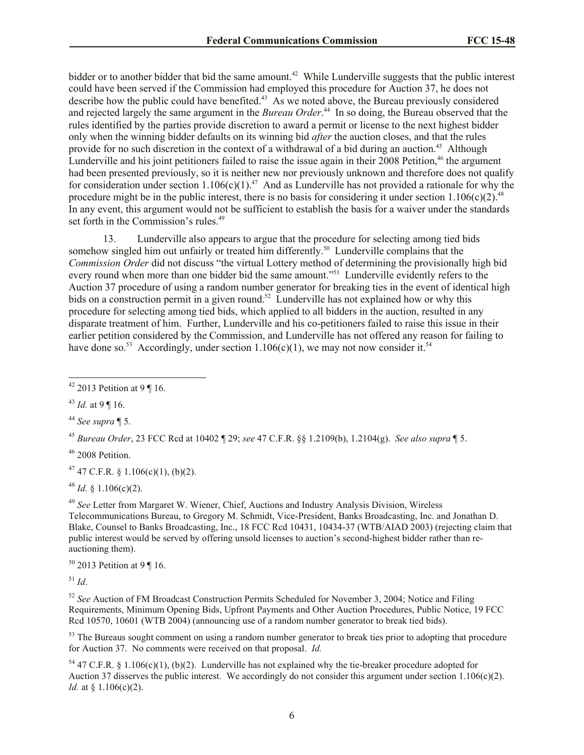bidder or to another bidder that bid the same amount.[42] While Lunderville suggests that the public interest could have been served if the Commission had employed this procedure for Auction 37, he does not describe how the public could have benefited.[43] As we noted above, the Bureau previously considered and rejected largely the same argument in the *Bureau Order*.[44] In so doing, the Bureau observed that the rules identified by the parties provide discretion to award a permit or license to the next highest bidder only when the winning bidder defaults on its winning bid *after* the auction closes, and that the rules provide for no such discretion in the context of a withdrawal of a bid during an auction.[45] Although Lunderville and his joint petitioners failed to raise the issue again in their 2008 Petition,[46] the argument had been presented previously, so it is neither new nor previously unknown and therefore does not qualify for consideration under section 1.106(c)(1).[47] And as Lunderville has not provided a rationale for why the procedure might be in the public interest, there is no basis for considering it under section 1.106(c)(2).[48] In any event, this argument would not be sufficient to establish the basis for a waiver under the standards set forth in the Commission's rules.[49]

13. Lunderville also appears to argue that the procedure for selecting among tied bids somehow singled him out unfairly or treated him differently.[50] Lunderville complains that the *Commission Order* did not discuss "the virtual Lottery method of determining the provisionally high bid every round when more than one bidder bid the same amount."[51] Lunderville evidently refers to the Auction 37 procedure of using a random number generator for breaking ties in the event of identical high bids on a construction permit in a given round.[52] Lunderville has not explained how or why this procedure for selecting among tied bids, which applied to all bidders in the auction, resulted in any disparate treatment of him. Further, Lunderville and his co-petitioners failed to raise this issue in their earlier petition considered by the Commission, and Lunderville has not offered any reason for failing to have done so.[53] Accordingly, under section 1.106(c)(1), we may not now consider it.[54]

---

[42] 2013 Petition at 9 ¶ 16.

[43] *Id.* at 9 ¶ 16.

[44] *See supra* ¶ 5.

[45] *Bureau Order*, 23 FCC Rcd at 10402 ¶ 29; *see* 47 C.F.R. §§ 1.2109(b), 1.2104(g). *See also supra* ¶ 5.

[46] 2008 Petition.

[47] 47 C.F.R. § 1.106(c)(1), (b)(2).

[48] *Id.* § 1.106(c)(2).

[49] *See* Letter from Margaret W. Wiener, Chief, Auctions and Industry Analysis Division, Wireless Telecommunications Bureau, to Gregory M. Schmidt, Vice-President, Banks Broadcasting, Inc. and Jonathan D. Blake, Counsel to Banks Broadcasting, Inc., 18 FCC Rcd 10431, 10434-37 (WTB/AIAD 2003) (rejecting claim that public interest would be served by offering unsold licenses to auction's second-highest bidder rather than re-auctioning them).

[50] 2013 Petition at 9 ¶ 16.

[51] *Id*.

[52] *See* Auction of FM Broadcast Construction Permits Scheduled for November 3, 2004; Notice and Filing Requirements, Minimum Opening Bids, Upfront Payments and Other Auction Procedures, Public Notice, 19 FCC Rcd 10570, 10601 (WTB 2004) (announcing use of a random number generator to break tied bids).

[53] The Bureaus sought comment on using a random number generator to break ties prior to adopting that procedure for Auction 37. No comments were received on that proposal. *Id.*

[54] 47 C.F.R. § 1.106(c)(1), (b)(2). Lunderville has not explained why the tie-breaker procedure adopted for Auction 37 disserves the public interest. We accordingly do not consider this argument under section 1.106(c)(2). *Id.* at § 1.106(c)(2).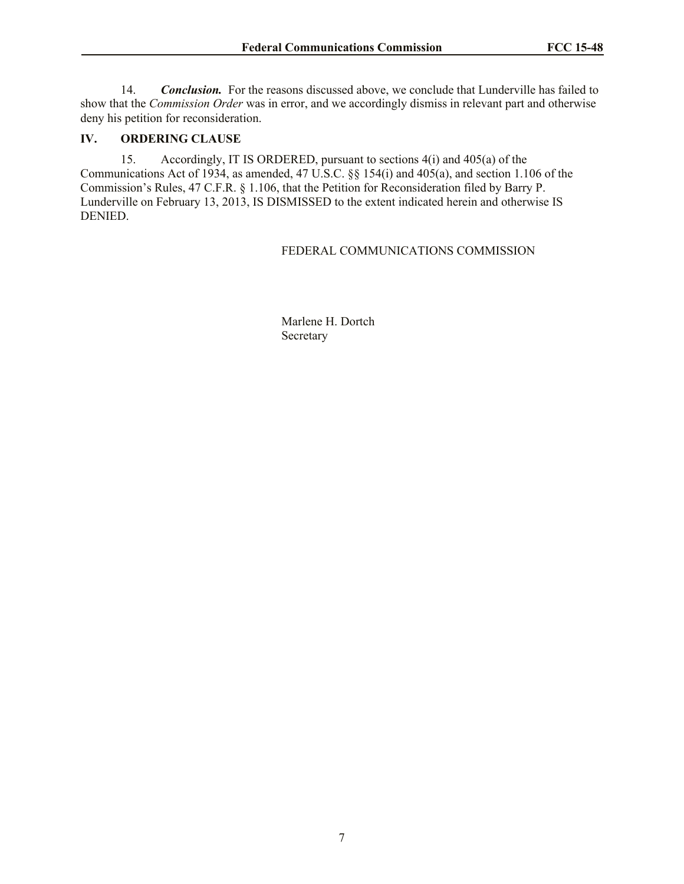14. ***Conclusion.*** For the reasons discussed above, we conclude that Lunderville has failed to show that the *Commission Order* was in error, and we accordingly dismiss in relevant part and otherwise deny his petition for reconsideration.

## IV. ORDERING CLAUSE

15. Accordingly, IT IS ORDERED, pursuant to sections 4(i) and 405(a) of the Communications Act of 1934, as amended, 47 U.S.C. §§ 154(i) and 405(a), and section 1.106 of the Commission's Rules, 47 C.F.R. § 1.106, that the Petition for Reconsideration filed by Barry P. Lunderville on February 13, 2013, IS DISMISSED to the extent indicated herein and otherwise IS DENIED.

FEDERAL COMMUNICATIONS COMMISSION

Marlene H. Dortch
Secretary